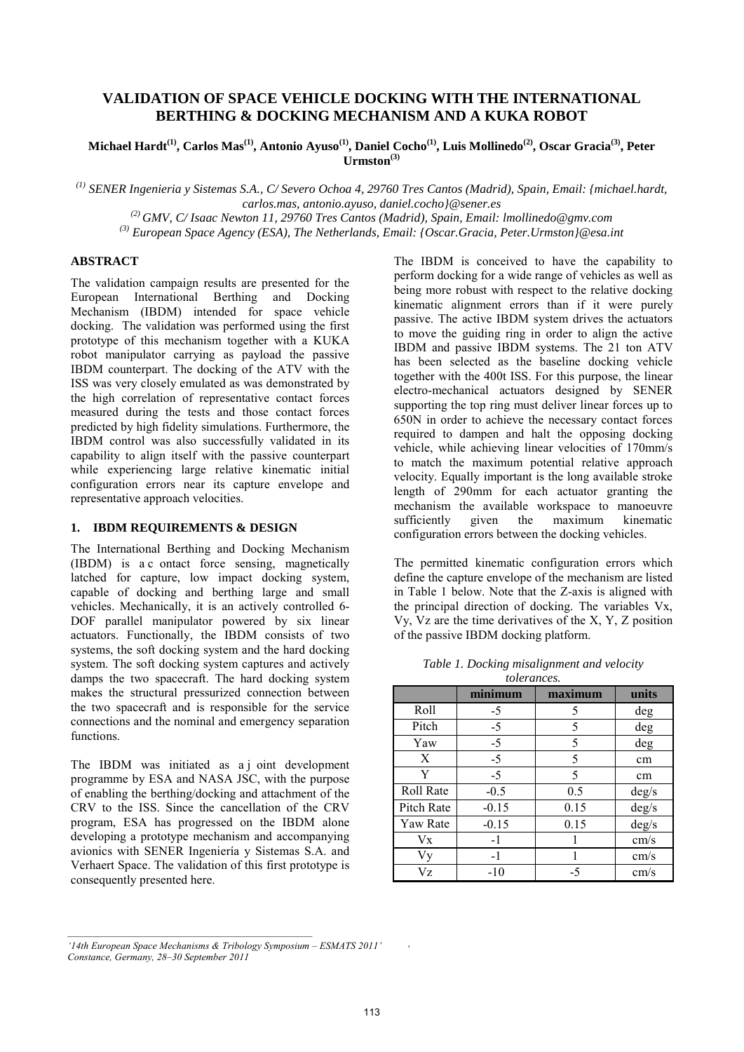# VALIDATION OF SPACE VEHICLE DOCKING WITH THE INTERNATIONAL BERTHING & DOCKING MECHANISM AND A KUKA ROBOT

**Michael Hardt[(1)], Carlos Mas[(1)], Antonio Ayuso[(1)], Daniel Cocho[(1)], Luis Mollinedo[(2)], Oscar Gracia[(3)], Peter Urmston[(3)]**

*[(1)] SENER Ingenieria y Sistemas S.A., C/ Severo Ochoa 4, 29760 Tres Cantos (Madrid), Spain, Email: {michael.hardt, carlos.mas, antonio.ayuso, daniel.cocho}@sener.es*

*[(2)] GMV, C/ Isaac Newton 11, 29760 Tres Cantos (Madrid), Spain, Email: lmollinedo@gmv.com*

*[(3)] European Space Agency (ESA), The Netherlands, Email: {Oscar.Gracia, Peter.Urmston}@esa.int*

## ABSTRACT

The validation campaign results are presented for the European International Berthing and Docking Mechanism (IBDM) intended for space vehicle docking. The validation was performed using the first prototype of this mechanism together with a KUKA robot manipulator carrying as payload the passive IBDM counterpart. The docking of the ATV with the ISS was very closely emulated as was demonstrated by the high correlation of representative contact forces measured during the tests and those contact forces predicted by high fidelity simulations. Furthermore, the IBDM control was also successfully validated in its capability to align itself with the passive counterpart while experiencing large relative kinematic initial configuration errors near its capture envelope and representative approach velocities.

## 1. IBDM REQUIREMENTS & DESIGN

The International Berthing and Docking Mechanism (IBDM) is a c ontact force sensing, magnetically latched for capture, low impact docking system, capable of docking and berthing large and small vehicles. Mechanically, it is an actively controlled 6-DOF parallel manipulator powered by six linear actuators. Functionally, the IBDM consists of two systems, the soft docking system and the hard docking system. The soft docking system captures and actively damps the two spacecraft. The hard docking system makes the structural pressurized connection between the two spacecraft and is responsible for the service connections and the nominal and emergency separation functions.

The IBDM was initiated as a j oint development programme by ESA and NASA JSC, with the purpose of enabling the berthing/docking and attachment of the CRV to the ISS. Since the cancellation of the CRV program, ESA has progressed on the IBDM alone developing a prototype mechanism and accompanying avionics with SENER Ingeniería y Sistemas S.A. and Verhaert Space. The validation of this first prototype is consequently presented here.

The IBDM is conceived to have the capability to perform docking for a wide range of vehicles as well as being more robust with respect to the relative docking kinematic alignment errors than if it were purely passive. The active IBDM system drives the actuators to move the guiding ring in order to align the active IBDM and passive IBDM systems. The 21 ton ATV has been selected as the baseline docking vehicle together with the 400t ISS. For this purpose, the linear electro-mechanical actuators designed by SENER supporting the top ring must deliver linear forces up to 650N in order to achieve the necessary contact forces required to dampen and halt the opposing docking vehicle, while achieving linear velocities of 170mm/s to match the maximum potential relative approach velocity. Equally important is the long available stroke length of 290mm for each actuator granting the mechanism the available workspace to manoeuvre sufficiently given the maximum kinematic configuration errors between the docking vehicles.

The permitted kinematic configuration errors which define the capture envelope of the mechanism are listed in Table 1 below. Note that the Z-axis is aligned with the principal direction of docking. The variables Vx, Vy, Vz are the time derivatives of the X, Y, Z position of the passive IBDM docking platform.

*Table 1. Docking misalignment and velocity tolerances.*

| | minimum | maximum | units |
|---|---|---|---|
| Roll | -5 | 5 | deg |
| Pitch | -5 | 5 | deg |
| Yaw | -5 | 5 | deg |
| X | -5 | 5 | cm |
| Y | -5 | 5 | cm |
| Roll Rate | -0.5 | 0.5 | deg/s |
| Pitch Rate | -0.15 | 0.15 | deg/s |
| Yaw Rate | -0.15 | 0.15 | deg/s |
| Vx | -1 | 1 | cm/s |
| Vy | -1 | 1 | cm/s |
| Vz | -10 | -5 | cm/s |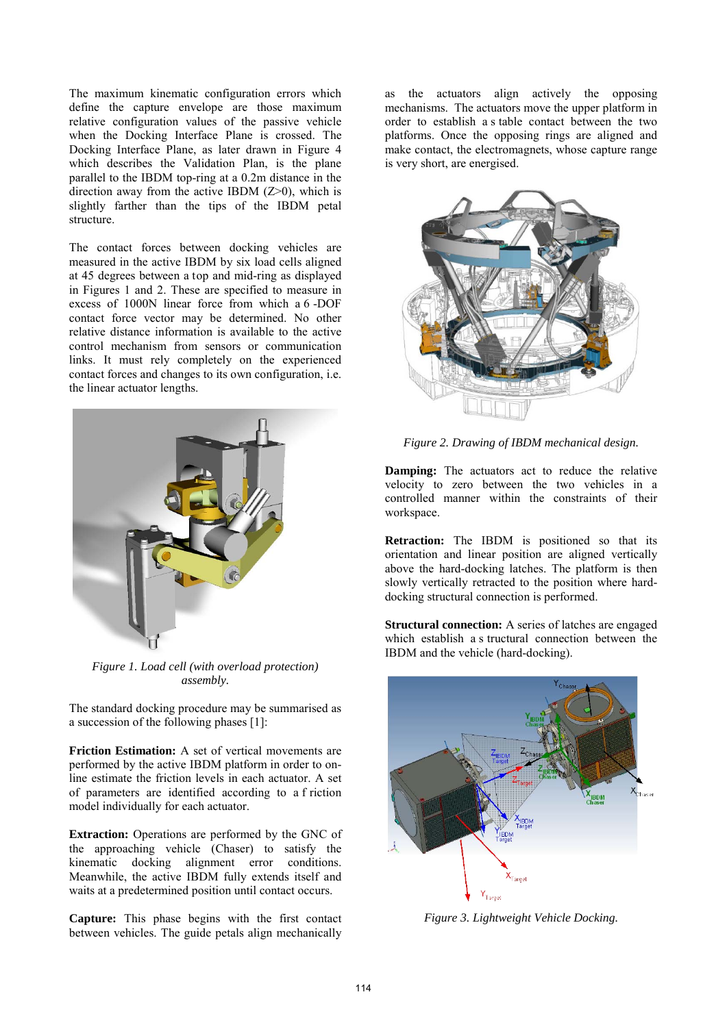The maximum kinematic configuration errors which define the capture envelope are those maximum relative configuration values of the passive vehicle when the Docking Interface Plane is crossed. The Docking Interface Plane, as later drawn in Figure 4 which describes the Validation Plan, is the plane parallel to the IBDM top-ring at a 0.2m distance in the direction away from the active IBDM (Z>0), which is slightly farther than the tips of the IBDM petal structure.

The contact forces between docking vehicles are measured in the active IBDM by six load cells aligned at 45 degrees between a top and mid-ring as displayed in Figures 1 and 2. These are specified to measure in excess of 1000N linear force from which a 6 -DOF contact force vector may be determined. No other relative distance information is available to the active control mechanism from sensors or communication links. It must rely completely on the experienced contact forces and changes to its own configuration, i.e. the linear actuator lengths.

*Figure 1. Load cell (with overload protection) assembly.*

The standard docking procedure may be summarised as a succession of the following phases [1]:

**Friction Estimation:** A set of vertical movements are performed by the active IBDM platform in order to on-line estimate the friction levels in each actuator. A set of parameters are identified according to a f riction model individually for each actuator.

**Extraction:** Operations are performed by the GNC of the approaching vehicle (Chaser) to satisfy the kinematic docking alignment error conditions. Meanwhile, the active IBDM fully extends itself and waits at a predetermined position until contact occurs.

**Capture:** This phase begins with the first contact between vehicles. The guide petals align mechanically as the actuators align actively the opposing mechanisms. The actuators move the upper platform in order to establish a s table contact between the two platforms. Once the opposing rings are aligned and make contact, the electromagnets, whose capture range is very short, are energised.

*Figure 2. Drawing of IBDM mechanical design.*

**Damping:** The actuators act to reduce the relative velocity to zero between the two vehicles in a controlled manner within the constraints of their workspace.

**Retraction:** The IBDM is positioned so that its orientation and linear position are aligned vertically above the hard-docking latches. The platform is then slowly vertically retracted to the position where hard-docking structural connection is performed.

**Structural connection:** A series of latches are engaged which establish a s tructural connection between the IBDM and the vehicle (hard-docking).

*Figure 3. Lightweight Vehicle Docking.*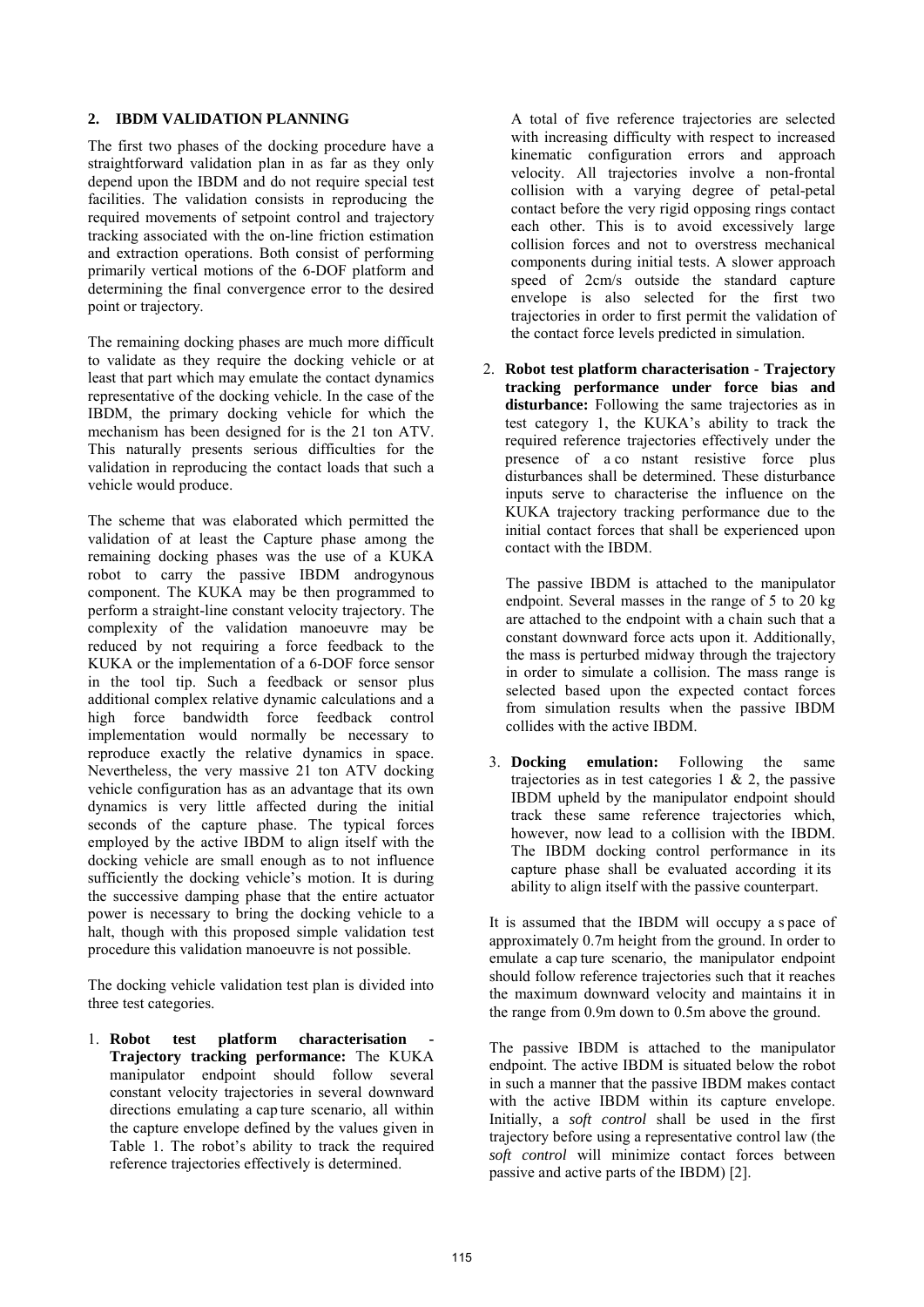## 2. IBDM VALIDATION PLANNING

The first two phases of the docking procedure have a straightforward validation plan in as far as they only depend upon the IBDM and do not require special test facilities. The validation consists in reproducing the required movements of setpoint control and trajectory tracking associated with the on-line friction estimation and extraction operations. Both consist of performing primarily vertical motions of the 6-DOF platform and determining the final convergence error to the desired point or trajectory.

The remaining docking phases are much more difficult to validate as they require the docking vehicle or at least that part which may emulate the contact dynamics representative of the docking vehicle. In the case of the IBDM, the primary docking vehicle for which the mechanism has been designed for is the 21 ton ATV. This naturally presents serious difficulties for the validation in reproducing the contact loads that such a vehicle would produce.

The scheme that was elaborated which permitted the validation of at least the Capture phase among the remaining docking phases was the use of a KUKA robot to carry the passive IBDM androgynous component. The KUKA may be then programmed to perform a straight-line constant velocity trajectory. The complexity of the validation manoeuvre may be reduced by not requiring a force feedback to the KUKA or the implementation of a 6-DOF force sensor in the tool tip. Such a feedback or sensor plus additional complex relative dynamic calculations and a high force bandwidth force feedback control implementation would normally be necessary to reproduce exactly the relative dynamics in space. Nevertheless, the very massive 21 ton ATV docking vehicle configuration has as an advantage that its own dynamics is very little affected during the initial seconds of the capture phase. The typical forces employed by the active IBDM to align itself with the docking vehicle are small enough as to not influence sufficiently the docking vehicle's motion. It is during the successive damping phase that the entire actuator power is necessary to bring the docking vehicle to a halt, though with this proposed simple validation test procedure this validation manoeuvre is not possible.

The docking vehicle validation test plan is divided into three test categories.

1. **Robot test platform characterisation - Trajectory tracking performance:** The KUKA manipulator endpoint should follow several constant velocity trajectories in several downward directions emulating a capture scenario, all within the capture envelope defined by the values given in Table 1. The robot's ability to track the required reference trajectories effectively is determined.

   A total of five reference trajectories are selected with increasing difficulty with respect to increased kinematic configuration errors and approach velocity. All trajectories involve a non-frontal collision with a varying degree of petal-petal contact before the very rigid opposing rings contact each other. This is to avoid excessively large collision forces and not to overstress mechanical components during initial tests. A slower approach speed of 2cm/s outside the standard capture envelope is also selected for the first two trajectories in order to first permit the validation of the contact force levels predicted in simulation.

2. **Robot test platform characterisation - Trajectory tracking performance under force bias and disturbance:** Following the same trajectories as in test category 1, the KUKA's ability to track the required reference trajectories effectively under the presence of a constant resistive force plus disturbances shall be determined. These disturbance inputs serve to characterise the influence on the KUKA trajectory tracking performance due to the initial contact forces that shall be experienced upon contact with the IBDM.

   The passive IBDM is attached to the manipulator endpoint. Several masses in the range of 5 to 20 kg are attached to the endpoint with a chain such that a constant downward force acts upon it. Additionally, the mass is perturbed midway through the trajectory in order to simulate a collision. The mass range is selected based upon the expected contact forces from simulation results when the passive IBDM collides with the active IBDM.

3. **Docking emulation:** Following the same trajectories as in test categories 1 & 2, the passive IBDM upheld by the manipulator endpoint should track these same reference trajectories which, however, now lead to a collision with the IBDM. The IBDM docking control performance in its capture phase shall be evaluated according it its ability to align itself with the passive counterpart.

It is assumed that the IBDM will occupy a space of approximately 0.7m height from the ground. In order to emulate a capture scenario, the manipulator endpoint should follow reference trajectories such that it reaches the maximum downward velocity and maintains it in the range from 0.9m down to 0.5m above the ground.

The passive IBDM is attached to the manipulator endpoint. The active IBDM is situated below the robot in such a manner that the passive IBDM makes contact with the active IBDM within its capture envelope. Initially, a *soft control* shall be used in the first trajectory before using a representative control law (the *soft control* will minimize contact forces between passive and active parts of the IBDM) [2].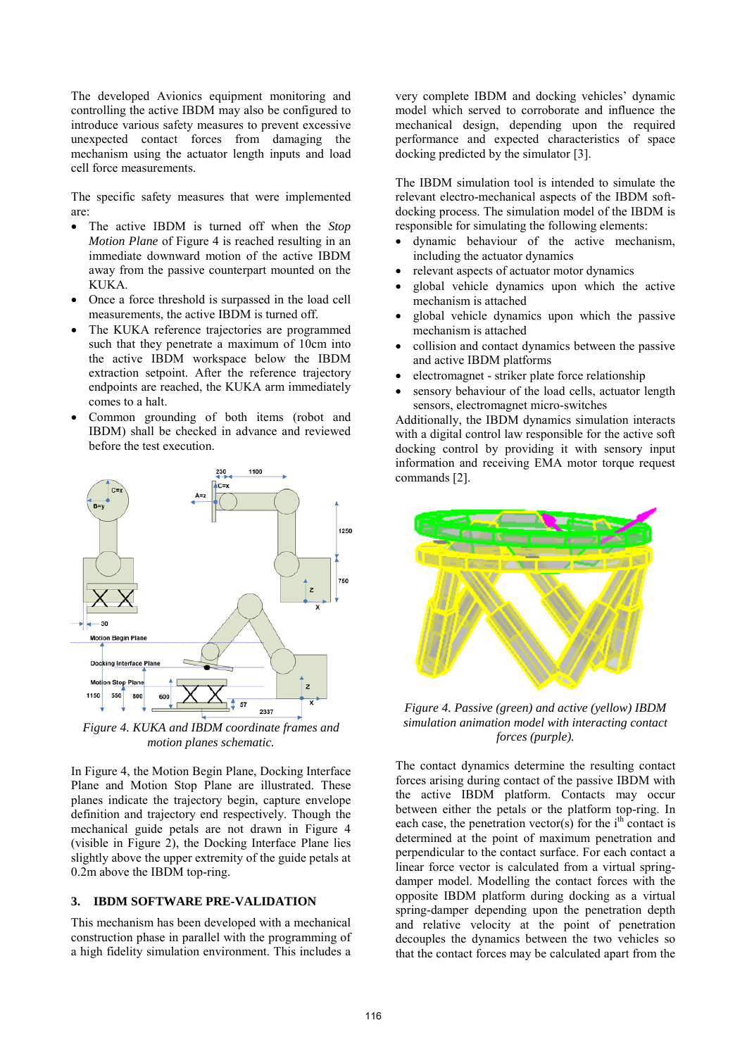The developed Avionics equipment monitoring and controlling the active IBDM may also be configured to introduce various safety measures to prevent excessive unexpected contact forces from damaging the mechanism using the actuator length inputs and load cell force measurements.

The specific safety measures that were implemented are:

- The active IBDM is turned off when the *Stop Motion Plane* of Figure 4 is reached resulting in an immediate downward motion of the active IBDM away from the passive counterpart mounted on the KUKA.
- Once a force threshold is surpassed in the load cell measurements, the active IBDM is turned off.
- The KUKA reference trajectories are programmed such that they penetrate a maximum of 10cm into the active IBDM workspace below the IBDM extraction setpoint. After the reference trajectory endpoints are reached, the KUKA arm immediately comes to a halt.
- Common grounding of both items (robot and IBDM) shall be checked in advance and reviewed before the test execution.

*Figure 4. KUKA and IBDM coordinate frames and motion planes schematic.*

In Figure 4, the Motion Begin Plane, Docking Interface Plane and Motion Stop Plane are illustrated. These planes indicate the trajectory begin, capture envelope definition and trajectory end respectively. Though the mechanical guide petals are not drawn in Figure 4 (visible in Figure 2), the Docking Interface Plane lies slightly above the upper extremity of the guide petals at 0.2m above the IBDM top-ring.

## 3. IBDM SOFTWARE PRE-VALIDATION

This mechanism has been developed with a mechanical construction phase in parallel with the programming of a high fidelity simulation environment. This includes a very complete IBDM and docking vehicles' dynamic model which served to corroborate and influence the mechanical design, depending upon the required performance and expected characteristics of space docking predicted by the simulator [3].

The IBDM simulation tool is intended to simulate the relevant electro-mechanical aspects of the IBDM soft-docking process. The simulation model of the IBDM is responsible for simulating the following elements:

- dynamic behaviour of the active mechanism, including the actuator dynamics
- relevant aspects of actuator motor dynamics
- global vehicle dynamics upon which the active mechanism is attached
- global vehicle dynamics upon which the passive mechanism is attached
- collision and contact dynamics between the passive and active IBDM platforms
- electromagnet - striker plate force relationship
- sensory behaviour of the load cells, actuator length sensors, electromagnet micro-switches

Additionally, the IBDM dynamics simulation interacts with a digital control law responsible for the active soft docking control by providing it with sensory input information and receiving EMA motor torque request commands [2].

*Figure 4. Passive (green) and active (yellow) IBDM simulation animation model with interacting contact forces (purple).*

The contact dynamics determine the resulting contact forces arising during contact of the passive IBDM with the active IBDM platform. Contacts may occur between either the petals or the platform top-ring. In each case, the penetration vector(s) for the i$^{th}$ contact is determined at the point of maximum penetration and perpendicular to the contact surface. For each contact a linear force vector is calculated from a virtual spring-damper model. Modelling the contact forces with the opposite IBDM platform during docking as a virtual spring-damper depending upon the penetration depth and relative velocity at the point of penetration decouples the dynamics between the two vehicles so that the contact forces may be calculated apart from the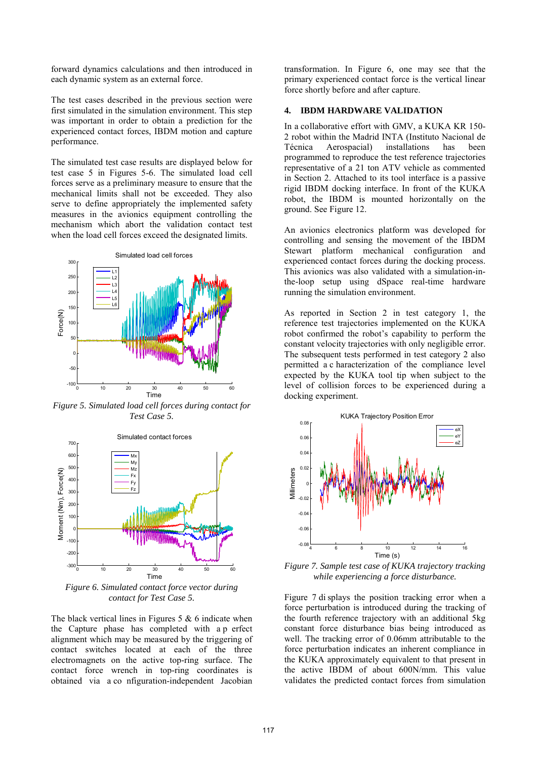forward dynamics calculations and then introduced in each dynamic system as an external force.

The test cases described in the previous section were first simulated in the simulation environment. This step was important in order to obtain a prediction for the experienced contact forces, IBDM motion and capture performance.

The simulated test case results are displayed below for test case 5 in Figures 5-6. The simulated load cell forces serve as a preliminary measure to ensure that the mechanical limits shall not be exceeded. They also serve to define appropriately the implemented safety measures in the avionics equipment controlling the mechanism which abort the validation contact test when the load cell forces exceed the designated limits.

*Figure 5. Simulated load cell forces during contact for Test Case 5.*

*Figure 6. Simulated contact force vector during contact for Test Case 5.*

The black vertical lines in Figures 5 & 6 indicate when the Capture phase has completed with a p erfect alignment which may be measured by the triggering of contact switches located at each of the three electromagnets on the active top-ring surface. The contact force wrench in top-ring coordinates is obtained via a co nfiguration-independent Jacobian transformation. In Figure 6, one may see that the primary experienced contact force is the vertical linear force shortly before and after capture.

## 4. IBDM HARDWARE VALIDATION

In a collaborative effort with GMV, a KUKA KR 150-2 robot within the Madrid INTA (Instituto Nacional de Técnica Aerospacial) installations has been programmed to reproduce the test reference trajectories representative of a 21 ton ATV vehicle as commented in Section 2. Attached to its tool interface is a passive rigid IBDM docking interface. In front of the KUKA robot, the IBDM is mounted horizontally on the ground. See Figure 12.

An avionics electronics platform was developed for controlling and sensing the movement of the IBDM Stewart platform mechanical configuration and experienced contact forces during the docking process. This avionics was also validated with a simulation-in-the-loop setup using dSpace real-time hardware running the simulation environment.

As reported in Section 2 in test category 1, the reference test trajectories implemented on the KUKA robot confirmed the robot's capability to perform the constant velocity trajectories with only negligible error. The subsequent tests performed in test category 2 also permitted a c haracterization of the compliance level expected by the KUKA tool tip when subject to the level of collision forces to be experienced during a docking experiment.

*Figure 7. Sample test case of KUKA trajectory tracking while experiencing a force disturbance.*

Figure 7 di splays the position tracking error when a force perturbation is introduced during the tracking of the fourth reference trajectory with an additional 5kg constant force disturbance bias being introduced as well. The tracking error of 0.06mm attributable to the force perturbation indicates an inherent compliance in the KUKA approximately equivalent to that present in the active IBDM of about 600N/mm. This value validates the predicted contact forces from simulation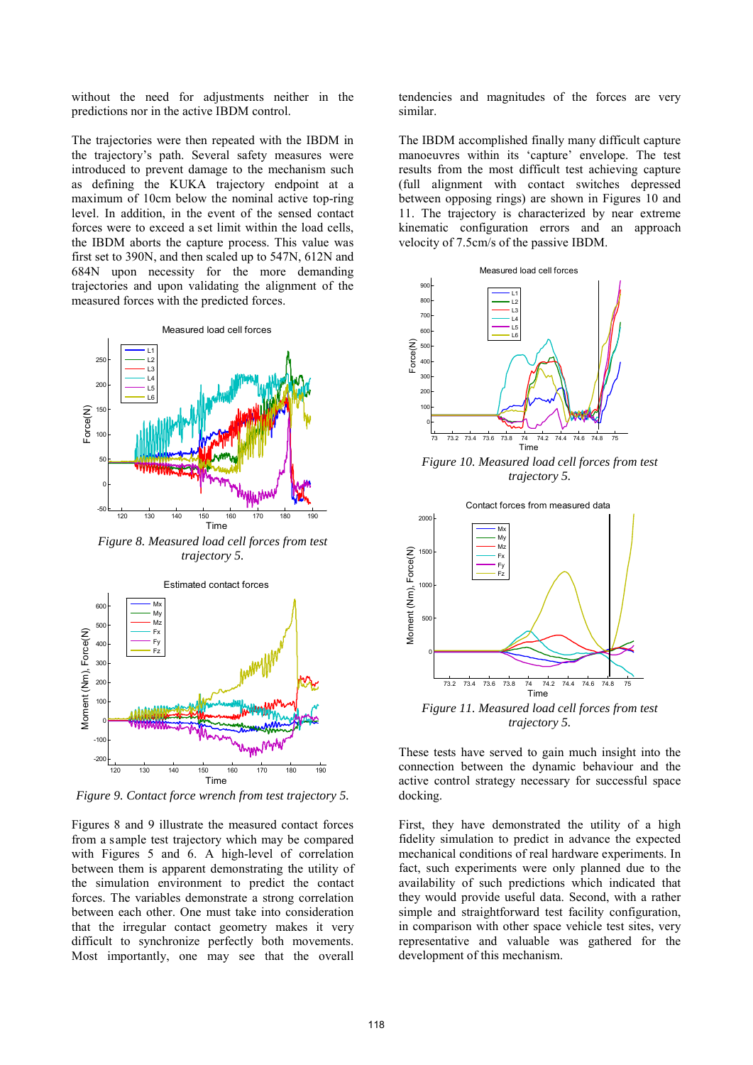without the need for adjustments neither in the predictions nor in the active IBDM control.

The trajectories were then repeated with the IBDM in the trajectory's path. Several safety measures were introduced to prevent damage to the mechanism such as defining the KUKA trajectory endpoint at a maximum of 10cm below the nominal active top-ring level. In addition, in the event of the sensed contact forces were to exceed a set limit within the load cells, the IBDM aborts the capture process. This value was first set to 390N, and then scaled up to 547N, 612N and 684N upon necessity for the more demanding trajectories and upon validating the alignment of the measured forces with the predicted forces.

*Figure 8. Measured load cell forces from test trajectory 5.*

*Figure 9. Contact force wrench from test trajectory 5.*

Figures 8 and 9 illustrate the measured contact forces from a sample test trajectory which may be compared with Figures 5 and 6. A high-level of correlation between them is apparent demonstrating the utility of the simulation environment to predict the contact forces. The variables demonstrate a strong correlation between each other. One must take into consideration that the irregular contact geometry makes it very difficult to synchronize perfectly both movements. Most importantly, one may see that the overall tendencies and magnitudes of the forces are very similar.

The IBDM accomplished finally many difficult capture manoeuvres within its 'capture' envelope. The test results from the most difficult test achieving capture (full alignment with contact switches depressed between opposing rings) are shown in Figures 10 and 11. The trajectory is characterized by near extreme kinematic configuration errors and an approach velocity of 7.5cm/s of the passive IBDM.

*Figure 10. Measured load cell forces from test trajectory 5.*

*Figure 11. Measured load cell forces from test trajectory 5.*

These tests have served to gain much insight into the connection between the dynamic behaviour and the active control strategy necessary for successful space docking.

First, they have demonstrated the utility of a high fidelity simulation to predict in advance the expected mechanical conditions of real hardware experiments. In fact, such experiments were only planned due to the availability of such predictions which indicated that they would provide useful data. Second, with a rather simple and straightforward test facility configuration, in comparison with other space vehicle test sites, very representative and valuable was gathered for the development of this mechanism.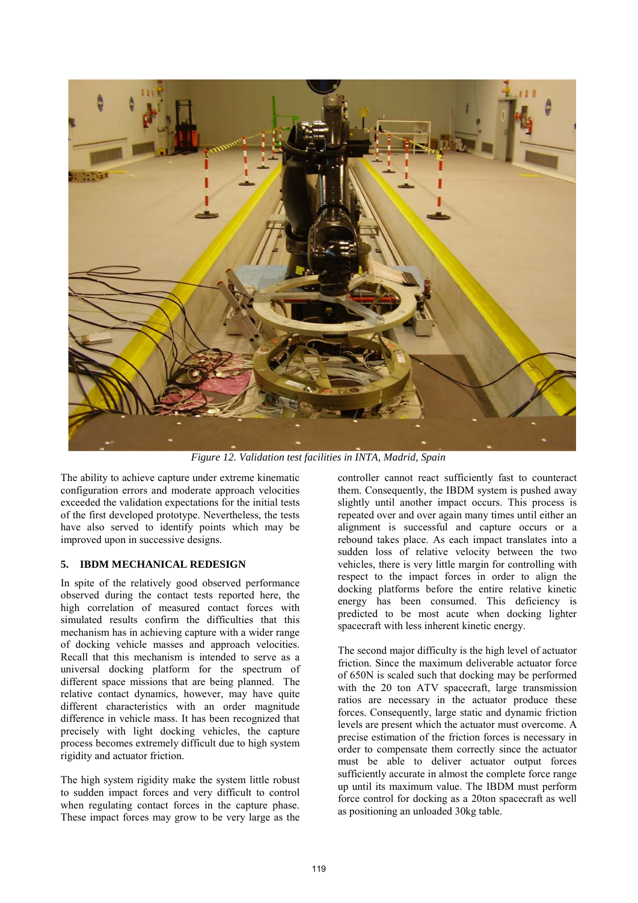*Figure 12. Validation test facilities in INTA, Madrid, Spain*

The ability to achieve capture under extreme kinematic configuration errors and moderate approach velocities exceeded the validation expectations for the initial tests of the first developed prototype. Nevertheless, the tests have also served to identify points which may be improved upon in successive designs.

## 5. IBDM MECHANICAL REDESIGN

In spite of the relatively good observed performance observed during the contact tests reported here, the high correlation of measured contact forces with simulated results confirm the difficulties that this mechanism has in achieving capture with a wider range of docking vehicle masses and approach velocities. Recall that this mechanism is intended to serve as a universal docking platform for the spectrum of different space missions that are being planned. The relative contact dynamics, however, may have quite different characteristics with an order magnitude difference in vehicle mass. It has been recognized that precisely with light docking vehicles, the capture process becomes extremely difficult due to high system rigidity and actuator friction.

The high system rigidity make the system little robust to sudden impact forces and very difficult to control when regulating contact forces in the capture phase. These impact forces may grow to be very large as the controller cannot react sufficiently fast to counteract them. Consequently, the IBDM system is pushed away slightly until another impact occurs. This process is repeated over and over again many times until either an alignment is successful and capture occurs or a rebound takes place. As each impact translates into a sudden loss of relative velocity between the two vehicles, there is very little margin for controlling with respect to the impact forces in order to align the docking platforms before the entire relative kinetic energy has been consumed. This deficiency is predicted to be most acute when docking lighter spacecraft with less inherent kinetic energy.

The second major difficulty is the high level of actuator friction. Since the maximum deliverable actuator force of 650N is scaled such that docking may be performed with the 20 ton ATV spacecraft, large transmission ratios are necessary in the actuator produce these forces. Consequently, large static and dynamic friction levels are present which the actuator must overcome. A precise estimation of the friction forces is necessary in order to compensate them correctly since the actuator must be able to deliver actuator output forces sufficiently accurate in almost the complete force range up until its maximum value. The IBDM must perform force control for docking as a 20ton spacecraft as well as positioning an unloaded 30kg table.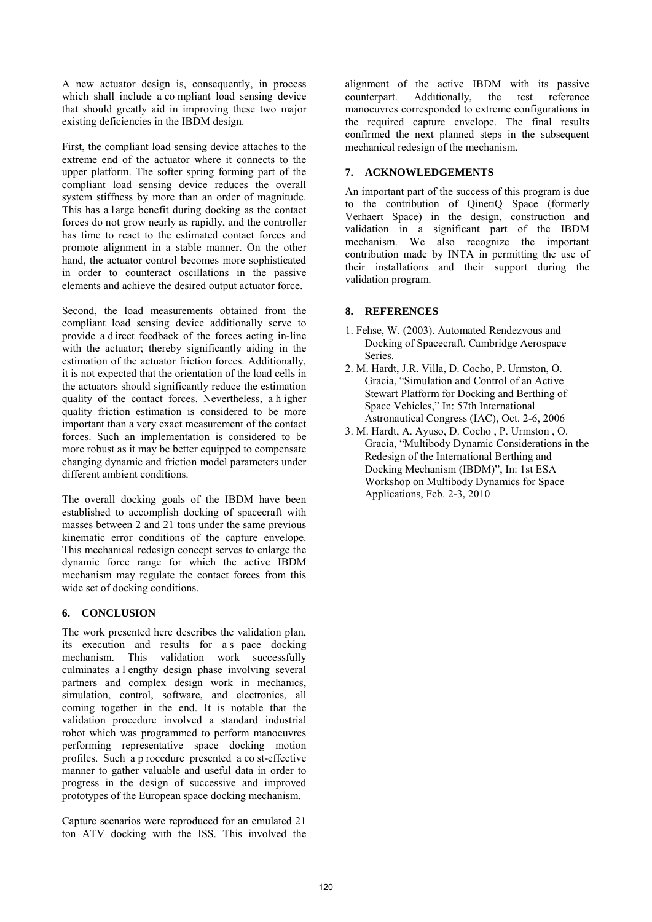A new actuator design is, consequently, in process which shall include a compliant load sensing device that should greatly aid in improving these two major existing deficiencies in the IBDM design.

First, the compliant load sensing device attaches to the extreme end of the actuator where it connects to the upper platform. The softer spring forming part of the compliant load sensing device reduces the overall system stiffness by more than an order of magnitude. This has a large benefit during docking as the contact forces do not grow nearly as rapidly, and the controller has time to react to the estimated contact forces and promote alignment in a stable manner. On the other hand, the actuator control becomes more sophisticated in order to counteract oscillations in the passive elements and achieve the desired output actuator force.

Second, the load measurements obtained from the compliant load sensing device additionally serve to provide a direct feedback of the forces acting in-line with the actuator; thereby significantly aiding in the estimation of the actuator friction forces. Additionally, it is not expected that the orientation of the load cells in the actuators should significantly reduce the estimation quality of the contact forces. Nevertheless, a higher quality friction estimation is considered to be more important than a very exact measurement of the contact forces. Such an implementation is considered to be more robust as it may be better equipped to compensate changing dynamic and friction model parameters under different ambient conditions.

The overall docking goals of the IBDM have been established to accomplish docking of spacecraft with masses between 2 and 21 tons under the same previous kinematic error conditions of the capture envelope. This mechanical redesign concept serves to enlarge the dynamic force range for which the active IBDM mechanism may regulate the contact forces from this wide set of docking conditions.

## 6. CONCLUSION

The work presented here describes the validation plan, its execution and results for a space docking mechanism. This validation work successfully culminates a lengthy design phase involving several partners and complex design work in mechanics, simulation, control, software, and electronics, all coming together in the end. It is notable that the validation procedure involved a standard industrial robot which was programmed to perform manoeuvres performing representative space docking motion profiles. Such a procedure presented a cost-effective manner to gather valuable and useful data in order to progress in the design of successive and improved prototypes of the European space docking mechanism.

Capture scenarios were reproduced for an emulated 21 ton ATV docking with the ISS. This involved the alignment of the active IBDM with its passive counterpart. Additionally, the test reference manoeuvres corresponded to extreme configurations in the required capture envelope. The final results confirmed the next planned steps in the subsequent mechanical redesign of the mechanism.

## 7. ACKNOWLEDGEMENTS

An important part of the success of this program is due to the contribution of QinetiQ Space (formerly Verhaert Space) in the design, construction and validation in a significant part of the IBDM mechanism. We also recognize the important contribution made by INTA in permitting the use of their installations and their support during the validation program.

## 8. REFERENCES

1. Fehse, W. (2003). Automated Rendezvous and Docking of Spacecraft. Cambridge Aerospace Series.
2. M. Hardt, J.R. Villa, D. Cocho, P. Urmston, O. Gracia, "Simulation and Control of an Active Stewart Platform for Docking and Berthing of Space Vehicles," In: 57th International Astronautical Congress (IAC), Oct. 2-6, 2006
3. M. Hardt, A. Ayuso, D. Cocho , P. Urmston , O. Gracia, "Multibody Dynamic Considerations in the Redesign of the International Berthing and Docking Mechanism (IBDM)", In: 1st ESA Workshop on Multibody Dynamics for Space Applications, Feb. 2-3, 2010